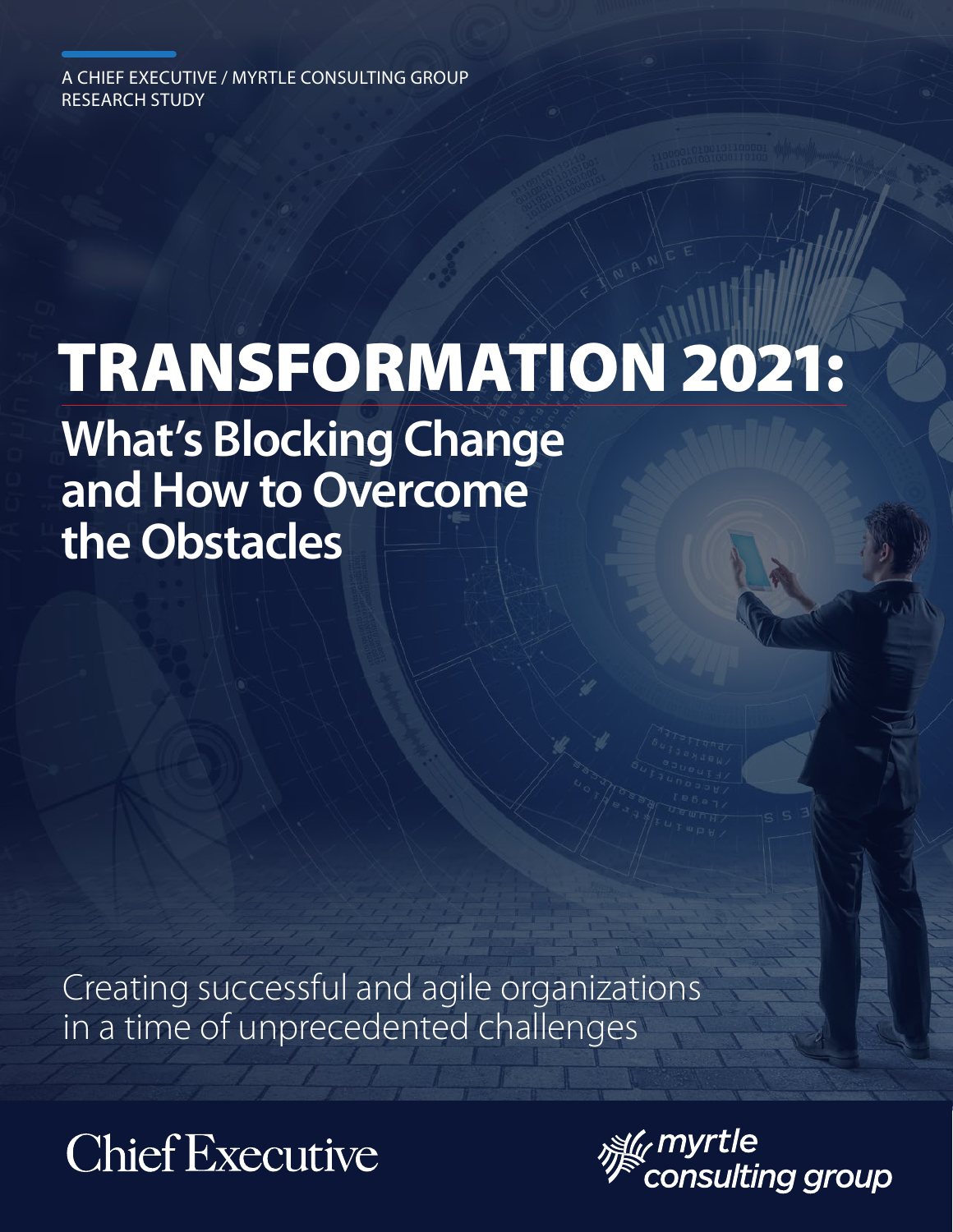A CHIEF EXECUTIVE / MYRTLE CONSULTING GROUP RESEARCH STUDY

# TRANSFORMATION 2021:

## What's Blocking Change and How to Overcome the Obstacles

Creating successful and agile organizations in a time of unprecedented challenges

Chief Executive

myrtle consulting group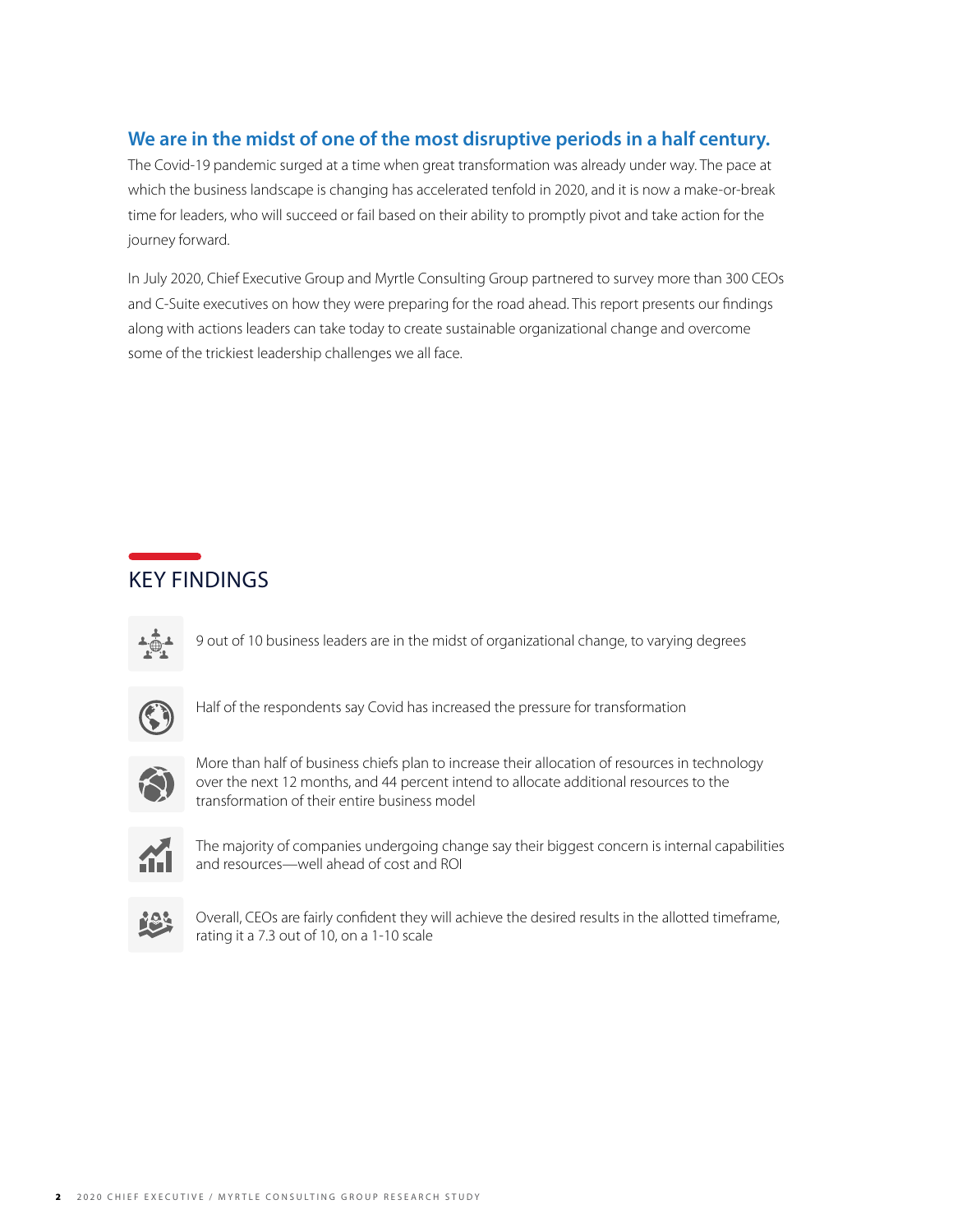## We are in the midst of one of the most disruptive periods in a half century.

The Covid-19 pandemic surged at a time when great transformation was already under way. The pace at which the business landscape is changing has accelerated tenfold in 2020, and it is now a make-or-break time for leaders, who will succeed or fail based on their ability to promptly pivot and take action for the journey forward.

In July 2020, Chief Executive Group and Myrtle Consulting Group partnered to survey more than 300 CEOs and C-Suite executives on how they were preparing for the road ahead. This report presents our findings along with actions leaders can take today to create sustainable organizational change and overcome some of the trickiest leadership challenges we all face.

## KEY FINDINGS

- 9 out of 10 business leaders are in the midst of organizational change, to varying degrees
- Half of the respondents say Covid has increased the pressure for transformation
- More than half of business chiefs plan to increase their allocation of resources in technology over the next 12 months, and 44 percent intend to allocate additional resources to the transformation of their entire business model
- The majority of companies undergoing change say their biggest concern is internal capabilities and resources—well ahead of cost and ROI
- Overall, CEOs are fairly confident they will achieve the desired results in the allotted timeframe, rating it a 7.3 out of 10, on a 1-10 scale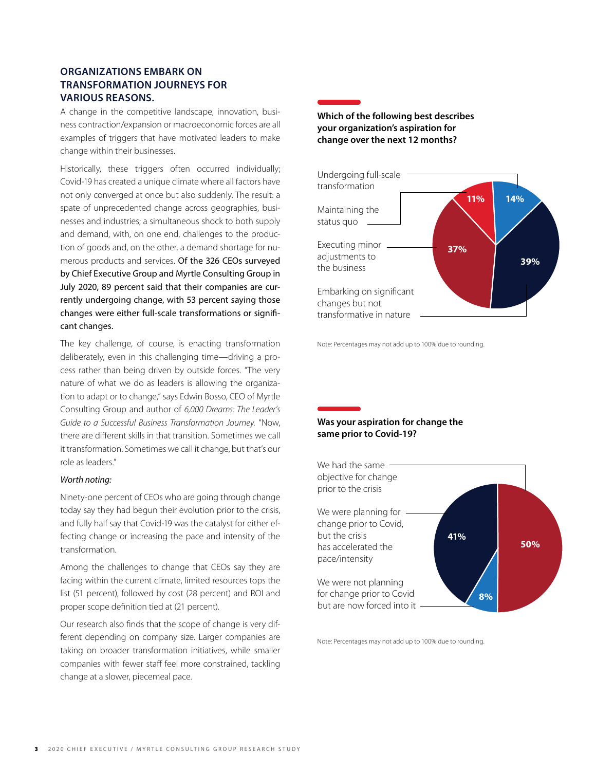## ORGANIZATIONS EMBARK ON TRANSFORMATION JOURNEYS FOR VARIOUS REASONS.

A change in the competitive landscape, innovation, business contraction/expansion or macroeconomic forces are all examples of triggers that have motivated leaders to make change within their businesses.

Historically, these triggers often occurred individually; Covid-19 has created a unique climate where all factors have not only converged at once but also suddenly. The result: a spate of unprecedented change across geographies, businesses and industries; a simultaneous shock to both supply and demand, with, on one end, challenges to the production of goods and, on the other, a demand shortage for numerous products and services. Of the 326 CEOs surveyed by Chief Executive Group and Myrtle Consulting Group in July 2020, 89 percent said that their companies are currently undergoing change, with 53 percent saying those changes were either full-scale transformations or significant changes.

The key challenge, of course, is enacting transformation deliberately, even in this challenging time—driving a process rather than being driven by outside forces. "The very nature of what we do as leaders is allowing the organization to adapt or to change," says Edwin Bosso, CEO of Myrtle Consulting Group and author of *6,000 Dreams: The Leader's Guide to a Successful Business Transformation Journey.* "Now, there are different skills in that transition. Sometimes we call it transformation. Sometimes we call it change, but that's our role as leaders."

*Worth noting:*

Ninety-one percent of CEOs who are going through change today say they had begun their evolution prior to the crisis, and fully half say that Covid-19 was the catalyst for either effecting change or increasing the pace and intensity of the transformation.

Among the challenges to change that CEOs say they are facing within the current climate, limited resources tops the list (51 percent), followed by cost (28 percent) and ROI and proper scope definition tied at (21 percent).

Our research also finds that the scope of change is very different depending on company size. Larger companies are taking on broader transformation initiatives, while smaller companies with fewer staff feel more constrained, tackling change at a slower, piecemeal pace.

**Which of the following best describes your organization's aspiration for change over the next 12 months?**

| Response | Percentage |
|---|---|
| Undergoing full-scale transformation | 14% |
| Maintaining the status quo | 11% |
| Executing minor adjustments to the business | 37% |
| Embarking on significant changes but not transformative in nature | 39% |

Note: Percentages may not add up to 100% due to rounding.

**Was your aspiration for change the same prior to Covid-19?**

| Response | Percentage |
|---|---|
| We had the same objective for change prior to the crisis | 50% |
| We were planning for change prior to Covid, but the crisis has accelerated the pace/intensity | 41% |
| We were not planning for change prior to Covid but are now forced into it | 8% |

Note: Percentages may not add up to 100% due to rounding.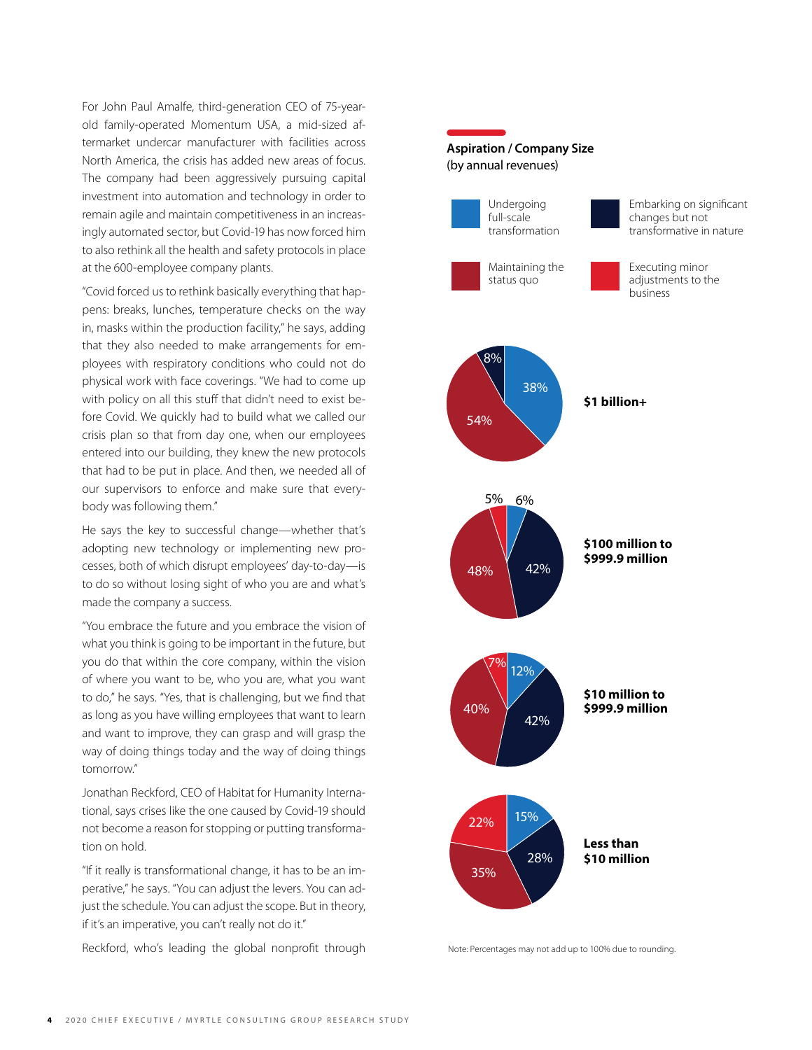For John Paul Amalfe, third-generation CEO of 75-year-old family-operated Momentum USA, a mid-sized aftermarket undercar manufacturer with facilities across North America, the crisis has added new areas of focus. The company had been aggressively pursuing capital investment into automation and technology in order to remain agile and maintain competitiveness in an increasingly automated sector, but Covid-19 has now forced him to also rethink all the health and safety protocols in place at the 600-employee company plants.

"Covid forced us to rethink basically everything that happens: breaks, lunches, temperature checks on the way in, masks within the production facility," he says, adding that they also needed to make arrangements for employees with respiratory conditions who could not do physical work with face coverings. "We had to come up with policy on all this stuff that didn't need to exist before Covid. We quickly had to build what we called our crisis plan so that from day one, when our employees entered into our building, they knew the new protocols that had to be put in place. And then, we needed all of our supervisors to enforce and make sure that everybody was following them."

He says the key to successful change—whether that's adopting new technology or implementing new processes, both of which disrupt employees' day-to-day—is to do so without losing sight of who you are and what's made the company a success.

"You embrace the future and you embrace the vision of what you think is going to be important in the future, but you do that within the core company, within the vision of where you want to be, who you are, what you want to do," he says. "Yes, that is challenging, but we find that as long as you have willing employees that want to learn and want to improve, they can grasp and will grasp the way of doing things today and the way of doing things tomorrow."

Jonathan Reckford, CEO of Habitat for Humanity International, says crises like the one caused by Covid-19 should not become a reason for stopping or putting transformation on hold.

"If it really is transformational change, it has to be an imperative," he says. "You can adjust the levers. You can adjust the schedule. You can adjust the scope. But in theory, if it's an imperative, you can't really not do it."

Reckford, who's leading the global nonprofit through

**Aspiration / Company Size**
(by annual revenues)

| Company Size | Undergoing full-scale transformation | Embarking on significant changes but not transformative in nature | Maintaining the status quo | Executing minor adjustments to the business |
|---|---|---|---|---|
| $1 billion+ | 38% | 8% | 54% | |
| $100 million to $999.9 million | 6% | 42% | 48% | 5% |
| $10 million to $999.9 million | 12% | 42% | 40% | 7% |
| Less than $10 million | 15% | 28% | 35% | 22% |

Note: Percentages may not add up to 100% due to rounding.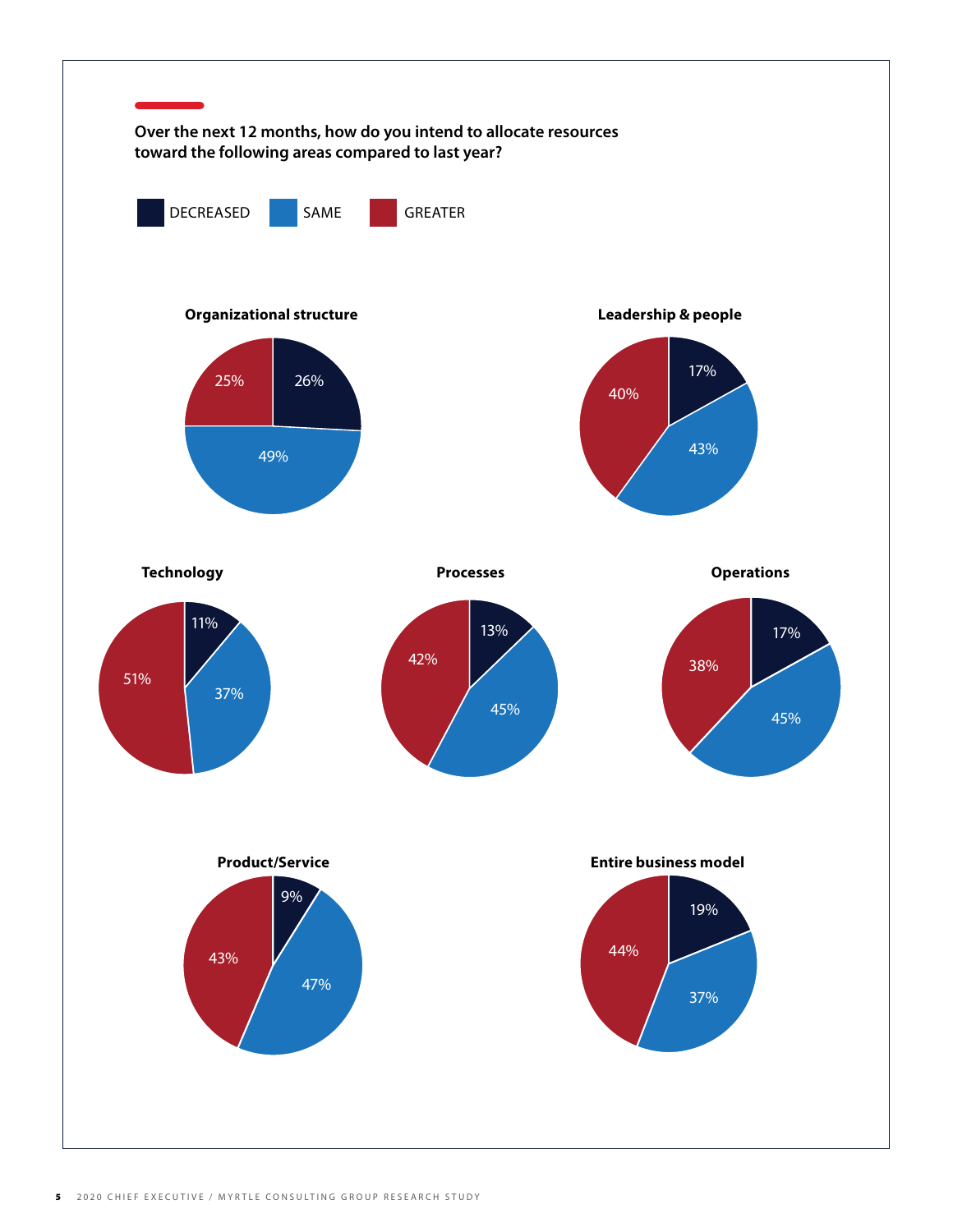**Over the next 12 months, how do you intend to allocate resources toward the following areas compared to last year?**

| Area | DECREASED | SAME | GREATER |
| --- | --- | --- | --- |
| Organizational structure | 26% | 49% | 25% |
| Leadership & people | 17% | 43% | 40% |
| Technology | 11% | 37% | 51% |
| Processes | 13% | 45% | 42% |
| Operations | 17% | 45% | 38% |
| Product/Service | 9% | 47% | 43% |
| Entire business model | 19% | 37% | 44% |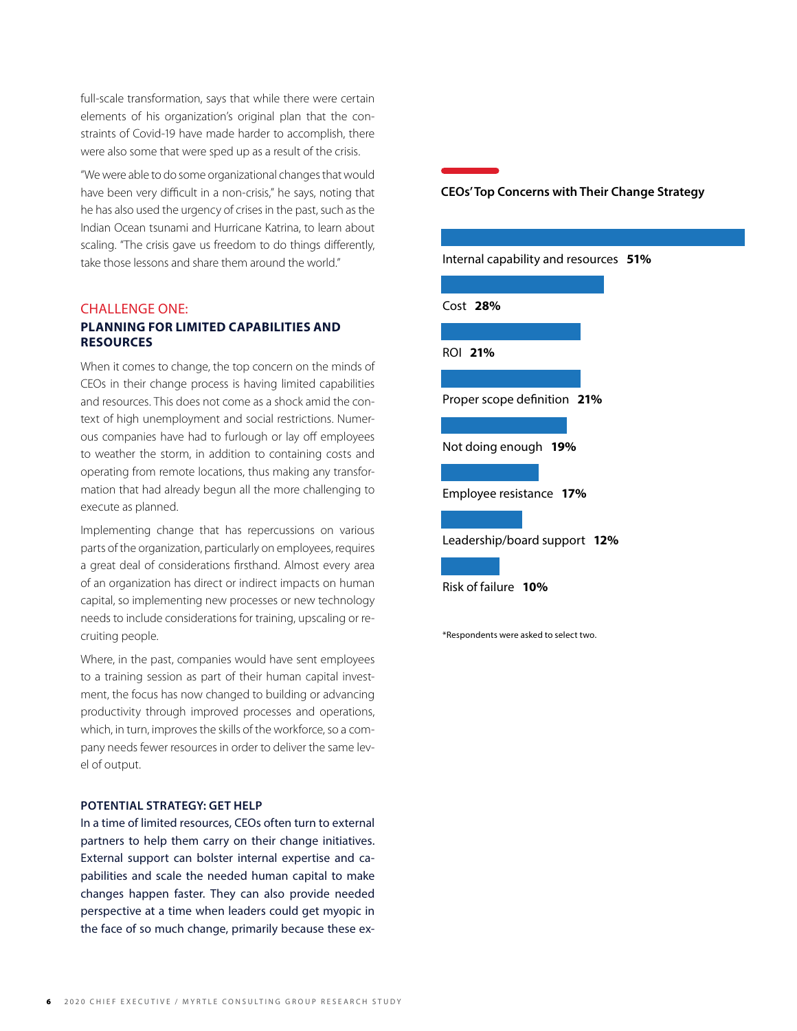full-scale transformation, says that while there were certain elements of his organization's original plan that the constraints of Covid-19 have made harder to accomplish, there were also some that were sped up as a result of the crisis.

"We were able to do some organizational changes that would have been very difficult in a non-crisis," he says, noting that he has also used the urgency of crises in the past, such as the Indian Ocean tsunami and Hurricane Katrina, to learn about scaling. "The crisis gave us freedom to do things differently, take those lessons and share them around the world."

## CHALLENGE ONE:
### PLANNING FOR LIMITED CAPABILITIES AND RESOURCES

When it comes to change, the top concern on the minds of CEOs in their change process is having limited capabilities and resources. This does not come as a shock amid the context of high unemployment and social restrictions. Numerous companies have had to furlough or lay off employees to weather the storm, in addition to containing costs and operating from remote locations, thus making any transformation that had already begun all the more challenging to execute as planned.

Implementing change that has repercussions on various parts of the organization, particularly on employees, requires a great deal of considerations firsthand. Almost every area of an organization has direct or indirect impacts on human capital, so implementing new processes or new technology needs to include considerations for training, upscaling or recruiting people.

Where, in the past, companies would have sent employees to a training session as part of their human capital investment, the focus has now changed to building or advancing productivity through improved processes and operations, which, in turn, improves the skills of the workforce, so a company needs fewer resources in order to deliver the same level of output.

#### POTENTIAL STRATEGY: GET HELP

In a time of limited resources, CEOs often turn to external partners to help them carry on their change initiatives. External support can bolster internal expertise and capabilities and scale the needed human capital to make changes happen faster. They can also provide needed perspective at a time when leaders could get myopic in the face of so much change, primarily because these ex-

**CEOs' Top Concerns with Their Change Strategy**

| Concern | % |
|---|---|
| Internal capability and resources | **51%** |
| Cost | **28%** |
| ROI | **21%** |
| Proper scope definition | **21%** |
| Not doing enough | **19%** |
| Employee resistance | **17%** |
| Leadership/board support | **12%** |
| Risk of failure | **10%** |

*Respondents were asked to select two.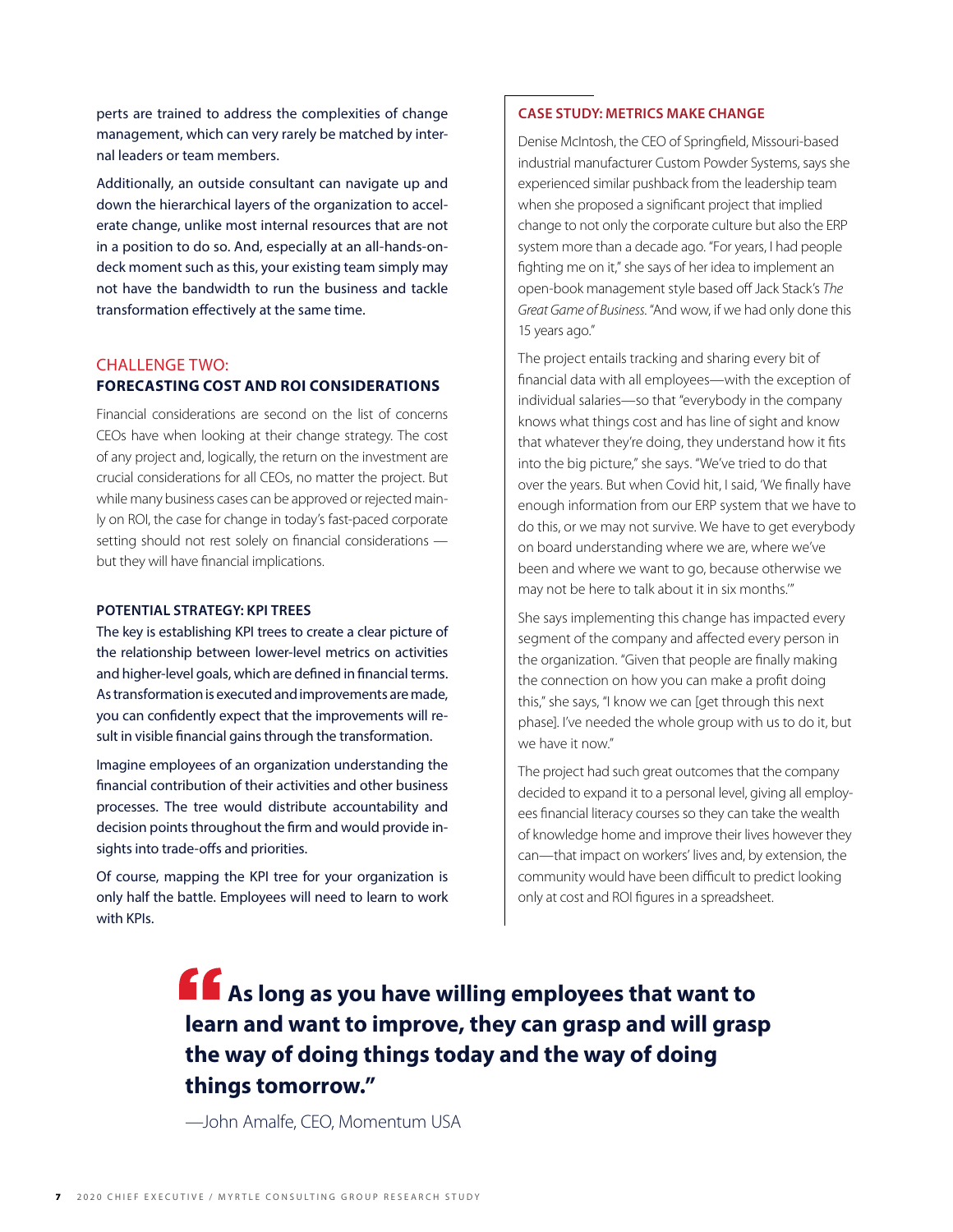perts are trained to address the complexities of change management, which can very rarely be matched by internal leaders or team members.

Additionally, an outside consultant can navigate up and down the hierarchical layers of the organization to accelerate change, unlike most internal resources that are not in a position to do so. And, especially at an all-hands-on-deck moment such as this, your existing team simply may not have the bandwidth to run the business and tackle transformation effectively at the same time.

## CHALLENGE TWO: FORECASTING COST AND ROI CONSIDERATIONS

Financial considerations are second on the list of concerns CEOs have when looking at their change strategy. The cost of any project and, logically, the return on the investment are crucial considerations for all CEOs, no matter the project. But while many business cases can be approved or rejected mainly on ROI, the case for change in today's fast-paced corporate setting should not rest solely on financial considerations — but they will have financial implications.

### POTENTIAL STRATEGY: KPI TREES

The key is establishing KPI trees to create a clear picture of the relationship between lower-level metrics on activities and higher-level goals, which are defined in financial terms. As transformation is executed and improvements are made, you can confidently expect that the improvements will result in visible financial gains through the transformation.

Imagine employees of an organization understanding the financial contribution of their activities and other business processes. The tree would distribute accountability and decision points throughout the firm and would provide insights into trade-offs and priorities.

Of course, mapping the KPI tree for your organization is only half the battle. Employees will need to learn to work with KPIs.

### CASE STUDY: METRICS MAKE CHANGE

Denise McIntosh, the CEO of Springfield, Missouri-based industrial manufacturer Custom Powder Systems, says she experienced similar pushback from the leadership team when she proposed a significant project that implied change to not only the corporate culture but also the ERP system more than a decade ago. "For years, I had people fighting me on it," she says of her idea to implement an open-book management style based off Jack Stack's *The Great Game of Business*. "And wow, if we had only done this 15 years ago."

The project entails tracking and sharing every bit of financial data with all employees—with the exception of individual salaries—so that "everybody in the company knows what things cost and has line of sight and know that whatever they're doing, they understand how it fits into the big picture," she says. "We've tried to do that over the years. But when Covid hit, I said, 'We finally have enough information from our ERP system that we have to do this, or we may not survive. We have to get everybody on board understanding where we are, where we've been and where we want to go, because otherwise we may not be here to talk about it in six months.'"

She says implementing this change has impacted every segment of the company and affected every person in the organization. "Given that people are finally making the connection on how you can make a profit doing this," she says, "I know we can [get through this next phase]. I've needed the whole group with us to do it, but we have it now."

The project had such great outcomes that the company decided to expand it to a personal level, giving all employees financial literacy courses so they can take the wealth of knowledge home and improve their lives however they can—that impact on workers' lives and, by extension, the community would have been difficult to predict looking only at cost and ROI figures in a spreadsheet.

> **"As long as you have willing employees that want to learn and want to improve, they can grasp and will grasp the way of doing things today and the way of doing things tomorrow."**
>
> —John Amalfe, CEO, Momentum USA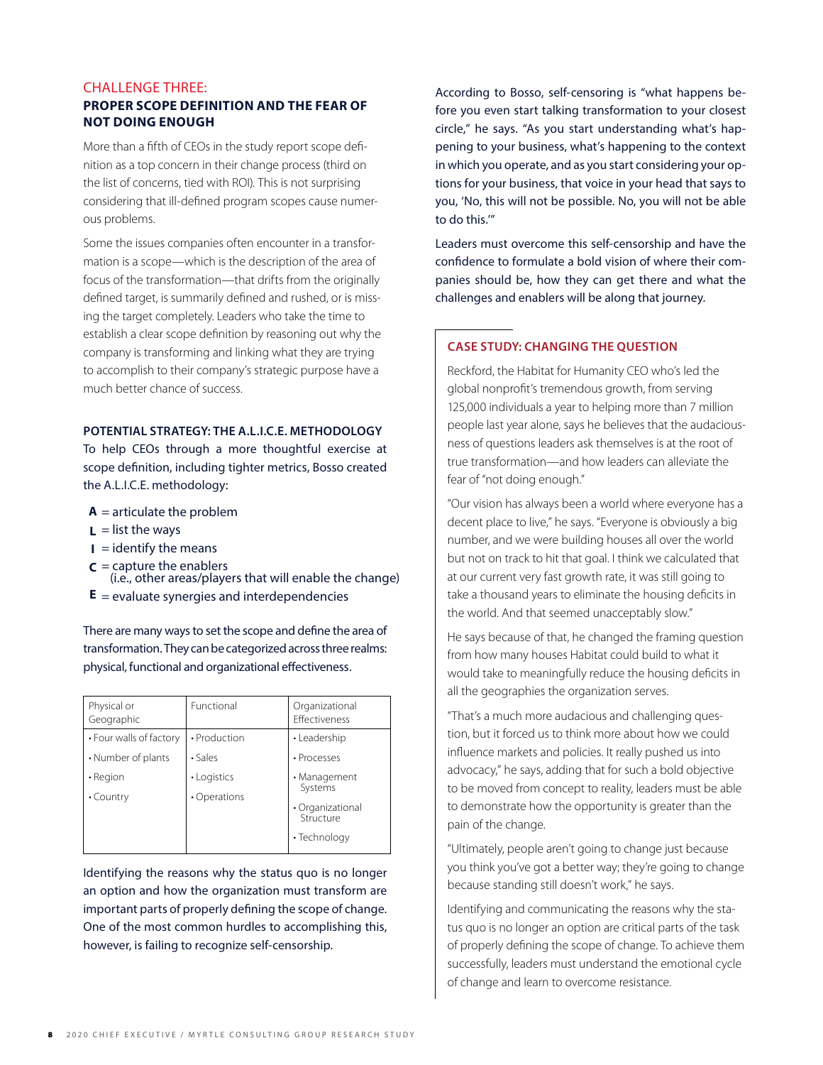## CHALLENGE THREE:

### PROPER SCOPE DEFINITION AND THE FEAR OF NOT DOING ENOUGH

More than a fifth of CEOs in the study report scope definition as a top concern in their change process (third on the list of concerns, tied with ROI). This is not surprising considering that ill-defined program scopes cause numerous problems.

Some the issues companies often encounter in a transformation is a scope—which is the description of the area of focus of the transformation—that drifts from the originally defined target, is summarily defined and rushed, or is missing the target completely. Leaders who take the time to establish a clear scope definition by reasoning out why the company is transforming and linking what they are trying to accomplish to their company's strategic purpose have a much better chance of success.

**POTENTIAL STRATEGY: THE A.L.I.C.E. METHODOLOGY**

To help CEOs through a more thoughtful exercise at scope definition, including tighter metrics, Bosso created the A.L.I.C.E. methodology:

- **A** = articulate the problem
- **L** = list the ways
- **I** = identify the means
- **C** = capture the enablers (i.e., other areas/players that will enable the change)
- **E** = evaluate synergies and interdependencies

There are many ways to set the scope and define the area of transformation. They can be categorized across three realms: physical, functional and organizational effectiveness.

| Physical or Geographic | Functional | Organizational Effectiveness |
|---|---|---|
| • Four walls of factory | • Production | • Leadership |
| • Number of plants | • Sales | • Processes |
| • Region | • Logistics | • Management Systems |
| • Country | • Operations | • Organizational Structure |
| | | • Technology |

Identifying the reasons why the status quo is no longer an option and how the organization must transform are important parts of properly defining the scope of change. One of the most common hurdles to accomplishing this, however, is failing to recognize self-censorship.

According to Bosso, self-censoring is "what happens before you even start talking transformation to your closest circle," he says. "As you start understanding what's happening to your business, what's happening to the context in which you operate, and as you start considering your options for your business, that voice in your head that says to you, 'No, this will not be possible. No, you will not be able to do this.'"

Leaders must overcome this self-censorship and have the confidence to formulate a bold vision of where their companies should be, how they can get there and what the challenges and enablers will be along that journey.

**CASE STUDY: CHANGING THE QUESTION**

Reckford, the Habitat for Humanity CEO who's led the global nonprofit's tremendous growth, from serving 125,000 individuals a year to helping more than 7 million people last year alone, says he believes that the audaciousness of questions leaders ask themselves is at the root of true transformation—and how leaders can alleviate the fear of "not doing enough."

"Our vision has always been a world where everyone has a decent place to live," he says. "Everyone is obviously a big number, and we were building houses all over the world but not on track to hit that goal. I think we calculated that at our current very fast growth rate, it was still going to take a thousand years to eliminate the housing deficits in the world. And that seemed unacceptably slow."

He says because of that, he changed the framing question from how many houses Habitat could build to what it would take to meaningfully reduce the housing deficits in all the geographies the organization serves.

"That's a much more audacious and challenging question, but it forced us to think more about how we could influence markets and policies. It really pushed us into advocacy," he says, adding that for such a bold objective to be moved from concept to reality, leaders must be able to demonstrate how the opportunity is greater than the pain of the change.

"Ultimately, people aren't going to change just because you think you've got a better way; they're going to change because standing still doesn't work," he says.

Identifying and communicating the reasons why the status quo is no longer an option are critical parts of the task of properly defining the scope of change. To achieve them successfully, leaders must understand the emotional cycle of change and learn to overcome resistance.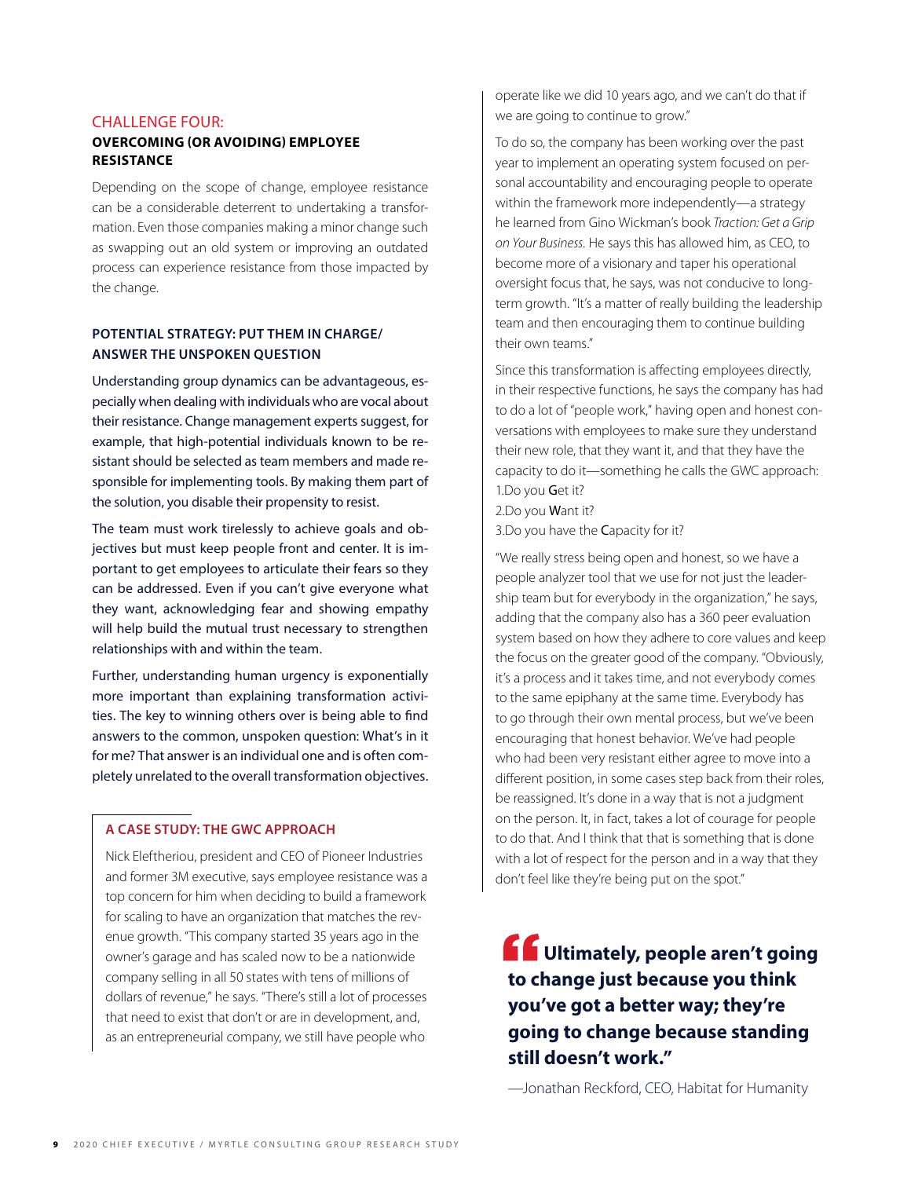## CHALLENGE FOUR:

### OVERCOMING (OR AVOIDING) EMPLOYEE RESISTANCE

Depending on the scope of change, employee resistance can be a considerable deterrent to undertaking a transformation. Even those companies making a minor change such as swapping out an old system or improving an outdated process can experience resistance from those impacted by the change.

### POTENTIAL STRATEGY: PUT THEM IN CHARGE/ ANSWER THE UNSPOKEN QUESTION

Understanding group dynamics can be advantageous, especially when dealing with individuals who are vocal about their resistance. Change management experts suggest, for example, that high-potential individuals known to be resistant should be selected as team members and made responsible for implementing tools. By making them part of the solution, you disable their propensity to resist.

The team must work tirelessly to achieve goals and objectives but must keep people front and center. It is important to get employees to articulate their fears so they can be addressed. Even if you can't give everyone what they want, acknowledging fear and showing empathy will help build the mutual trust necessary to strengthen relationships with and within the team.

Further, understanding human urgency is exponentially more important than explaining transformation activities. The key to winning others over is being able to find answers to the common, unspoken question: What's in it for me? That answer is an individual one and is often completely unrelated to the overall transformation objectives.

### A CASE STUDY: THE GWC APPROACH

Nick Eleftheriou, president and CEO of Pioneer Industries and former 3M executive, says employee resistance was a top concern for him when deciding to build a framework for scaling to have an organization that matches the revenue growth. "This company started 35 years ago in the owner's garage and has scaled now to be a nationwide company selling in all 50 states with tens of millions of dollars of revenue," he says. "There's still a lot of processes that need to exist that don't or are in development, and, as an entrepreneurial company, we still have people who operate like we did 10 years ago, and we can't do that if we are going to continue to grow."

To do so, the company has been working over the past year to implement an operating system focused on personal accountability and encouraging people to operate within the framework more independently—a strategy he learned from Gino Wickman's book *Traction: Get a Grip on Your Business*. He says this has allowed him, as CEO, to become more of a visionary and taper his operational oversight focus that, he says, was not conducive to long-term growth. "It's a matter of really building the leadership team and then encouraging them to continue building their own teams."

Since this transformation is affecting employees directly, in their respective functions, he says the company has had to do a lot of "people work," having open and honest conversations with employees to make sure they understand their new role, that they want it, and that they have the capacity to do it—something he calls the GWC approach:

1. Do you **G**et it?
2. Do you **W**ant it?
3. Do you have the **C**apacity for it?

"We really stress being open and honest, so we have a people analyzer tool that we use for not just the leadership team but for everybody in the organization," he says, adding that the company also has a 360 peer evaluation system based on how they adhere to core values and keep the focus on the greater good of the company. "Obviously, it's a process and it takes time, and not everybody comes to the same epiphany at the same time. Everybody has to go through their own mental process, but we've been encouraging that honest behavior. We've had people who had been very resistant either agree to move into a different position, in some cases step back from their roles, be reassigned. It's done in a way that is not a judgment on the person. It, in fact, takes a lot of courage for people to do that. And I think that that is something that is done with a lot of respect for the person and in a way that they don't feel like they're being put on the spot."

> **"Ultimately, people aren't going to change just because you think you've got a better way; they're going to change because standing still doesn't work."**
>
> —Jonathan Reckford, CEO, Habitat for Humanity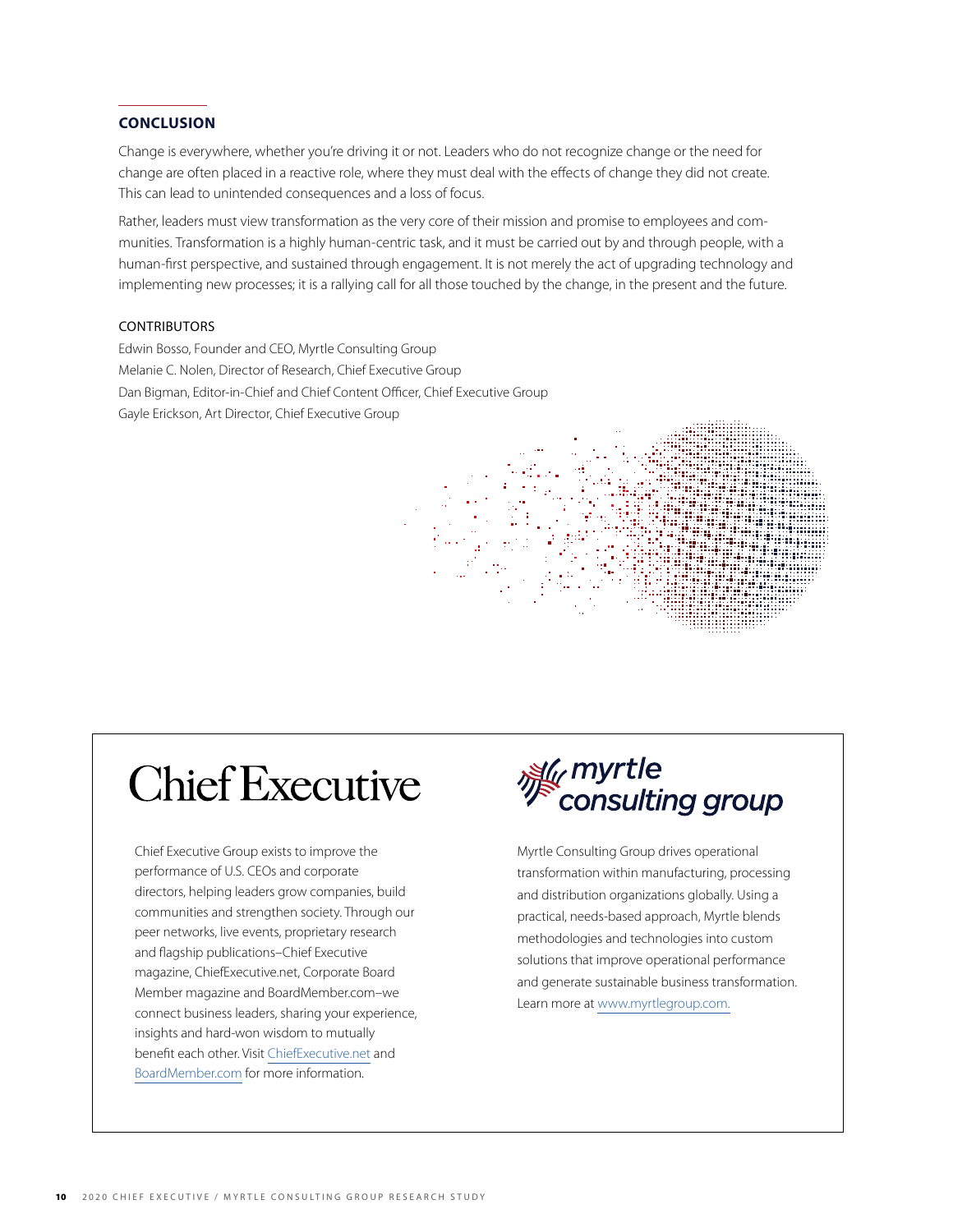## CONCLUSION

Change is everywhere, whether you're driving it or not. Leaders who do not recognize change or the need for change are often placed in a reactive role, where they must deal with the effects of change they did not create. This can lead to unintended consequences and a loss of focus.

Rather, leaders must view transformation as the very core of their mission and promise to employees and communities. Transformation is a highly human-centric task, and it must be carried out by and through people, with a human-first perspective, and sustained through engagement. It is not merely the act of upgrading technology and implementing new processes; it is a rallying call for all those touched by the change, in the present and the future.

CONTRIBUTORS

Edwin Bosso, Founder and CEO, Myrtle Consulting Group
Melanie C. Nolen, Director of Research, Chief Executive Group
Dan Bigman, Editor-in-Chief and Chief Content Officer, Chief Executive Group
Gayle Erickson, Art Director, Chief Executive Group

Chief Executive

Chief Executive Group exists to improve the performance of U.S. CEOs and corporate directors, helping leaders grow companies, build communities and strengthen society. Through our peer networks, live events, proprietary research and flagship publications–Chief Executive magazine, ChiefExecutive.net, Corporate Board Member magazine and BoardMember.com–we connect business leaders, sharing your experience, insights and hard-won wisdom to mutually benefit each other. Visit ChiefExecutive.net and BoardMember.com for more information.

myrtle consulting group

Myrtle Consulting Group drives operational transformation within manufacturing, processing and distribution organizations globally. Using a practical, needs-based approach, Myrtle blends methodologies and technologies into custom solutions that improve operational performance and generate sustainable business transformation. Learn more at www.myrtlegroup.com.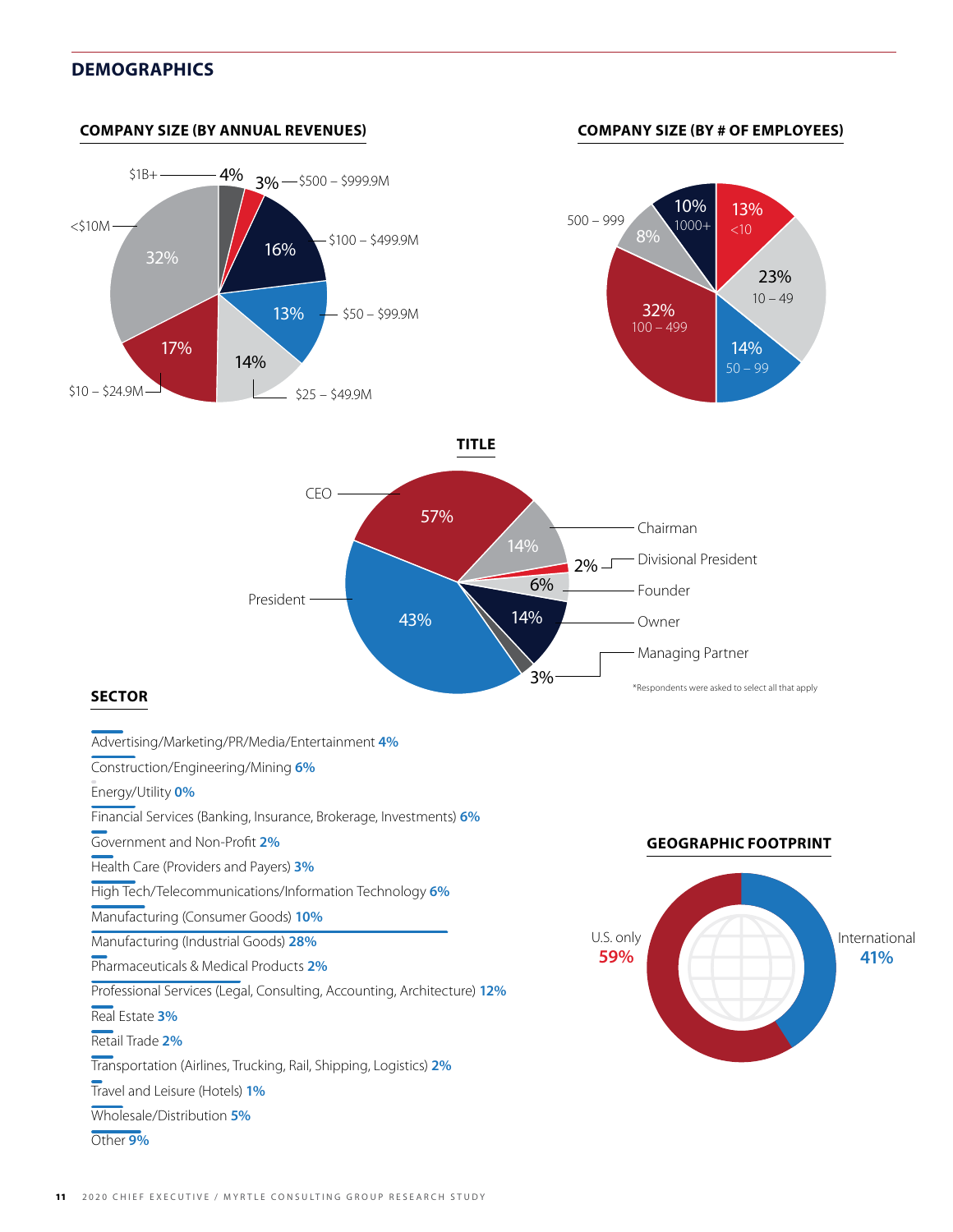## DEMOGRAPHICS

### COMPANY SIZE (BY ANNUAL REVENUES)

$1B+ 4%
$500 – $999.9M 3%
$100 – $499.9M 16%
$50 – $99.9M 13%
$25 – $49.9M 14%
$10 – $24.9M 17%
<$10M 32%

### COMPANY SIZE (BY # OF EMPLOYEES)

<10 13%
10 – 49 23%
50 – 99 14%
100 – 499 32%
500 – 999 8%
1000+ 10%

### TITLE

CEO 57%
Chairman 14%
Divisional President 2%
Founder 6%
Owner 14%
Managing Partner 3%
President 43%

*Respondents were asked to select all that apply

### SECTOR

Advertising/Marketing/PR/Media/Entertainment **4%**
Construction/Engineering/Mining **6%**
Energy/Utility **0%**
Financial Services (Banking, Insurance, Brokerage, Investments) **6%**
Government and Non-Profit **2%**
Health Care (Providers and Payers) **3%**
High Tech/Telecommunications/Information Technology **6%**
Manufacturing (Consumer Goods) **10%**
Manufacturing (Industrial Goods) **28%**
Pharmaceuticals & Medical Products **2%**
Professional Services (Legal, Consulting, Accounting, Architecture) **12%**
Real Estate **3%**
Retail Trade **2%**
Transportation (Airlines, Trucking, Rail, Shipping, Logistics) **2%**
Travel and Leisure (Hotels) **1%**
Wholesale/Distribution **5%**
Other **9%**

### GEOGRAPHIC FOOTPRINT

U.S. only **59%**
International **41%**